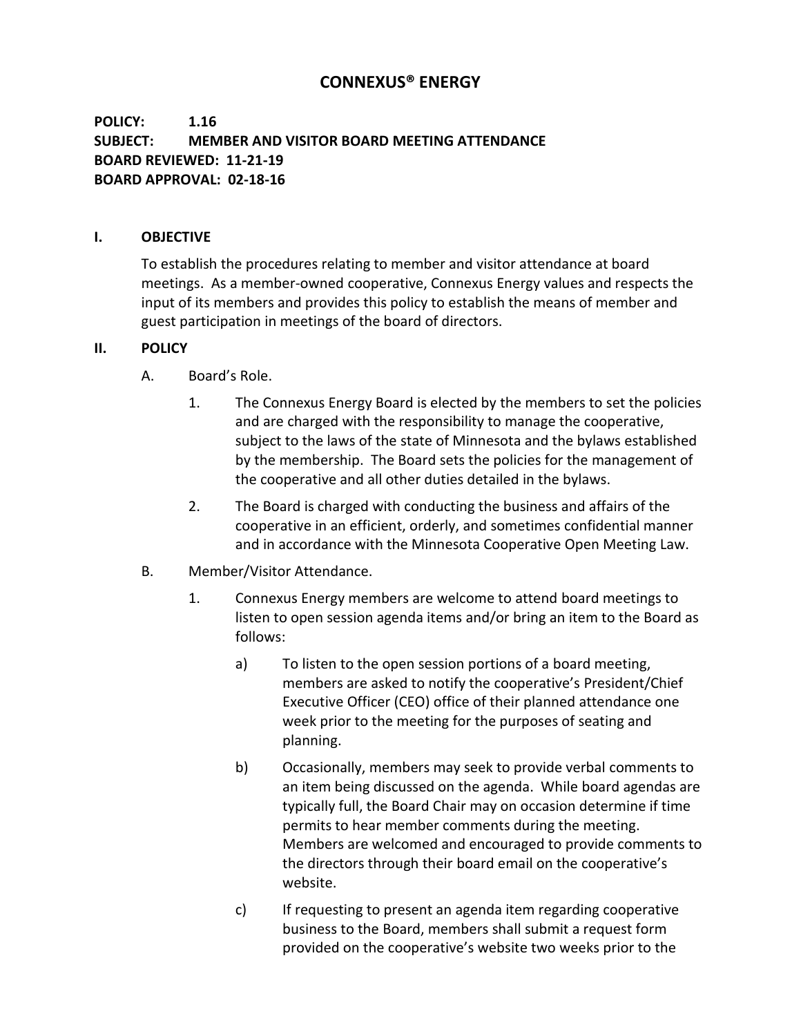# CONNEXUS® ENERGY

**POLICY: 1.16**
**SUBJECT: MEMBER AND VISITOR BOARD MEETING ATTENDANCE**
**BOARD REVIEWED: 11-21-19**
**BOARD APPROVAL: 02-18-16**

## I. OBJECTIVE

To establish the procedures relating to member and visitor attendance at board meetings. As a member-owned cooperative, Connexus Energy values and respects the input of its members and provides this policy to establish the means of member and guest participation in meetings of the board of directors.

## II. POLICY

A. Board's Role.

1. The Connexus Energy Board is elected by the members to set the policies and are charged with the responsibility to manage the cooperative, subject to the laws of the state of Minnesota and the bylaws established by the membership. The Board sets the policies for the management of the cooperative and all other duties detailed in the bylaws.

2. The Board is charged with conducting the business and affairs of the cooperative in an efficient, orderly, and sometimes confidential manner and in accordance with the Minnesota Cooperative Open Meeting Law.

B. Member/Visitor Attendance.

1. Connexus Energy members are welcome to attend board meetings to listen to open session agenda items and/or bring an item to the Board as follows:

   a) To listen to the open session portions of a board meeting, members are asked to notify the cooperative's President/Chief Executive Officer (CEO) office of their planned attendance one week prior to the meeting for the purposes of seating and planning.

   b) Occasionally, members may seek to provide verbal comments to an item being discussed on the agenda. While board agendas are typically full, the Board Chair may on occasion determine if time permits to hear member comments during the meeting. Members are welcomed and encouraged to provide comments to the directors through their board email on the cooperative's website.

   c) If requesting to present an agenda item regarding cooperative business to the Board, members shall submit a request form provided on the cooperative's website two weeks prior to the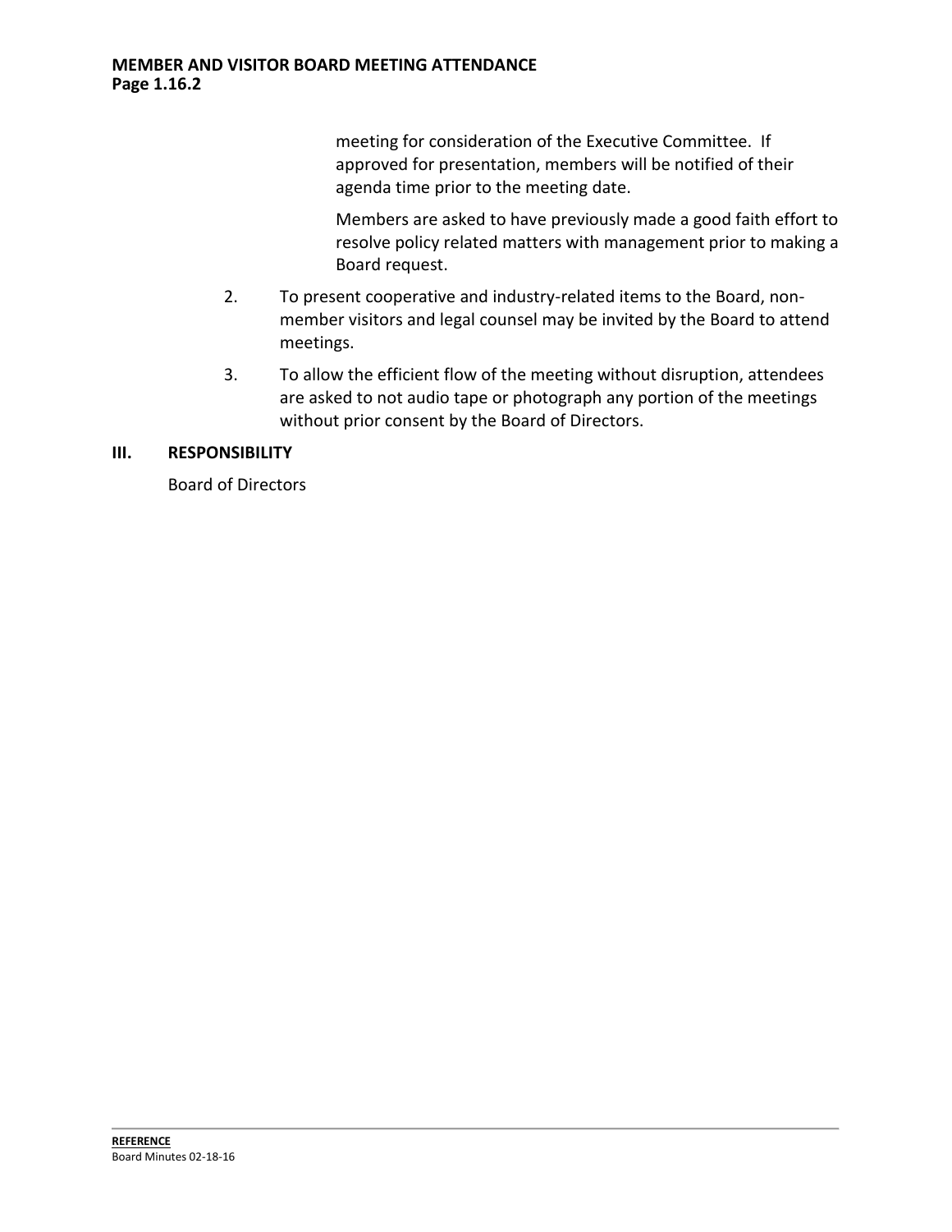meeting for consideration of the Executive Committee. If approved for presentation, members will be notified of their agenda time prior to the meeting date.

Members are asked to have previously made a good faith effort to resolve policy related matters with management prior to making a Board request.

2. To present cooperative and industry-related items to the Board, non-member visitors and legal counsel may be invited by the Board to attend meetings.

3. To allow the efficient flow of the meeting without disruption, attendees are asked to not audio tape or photograph any portion of the meetings without prior consent by the Board of Directors.

## III. RESPONSIBILITY

Board of Directors

---

**REFERENCE**

Board Minutes 02-18-16